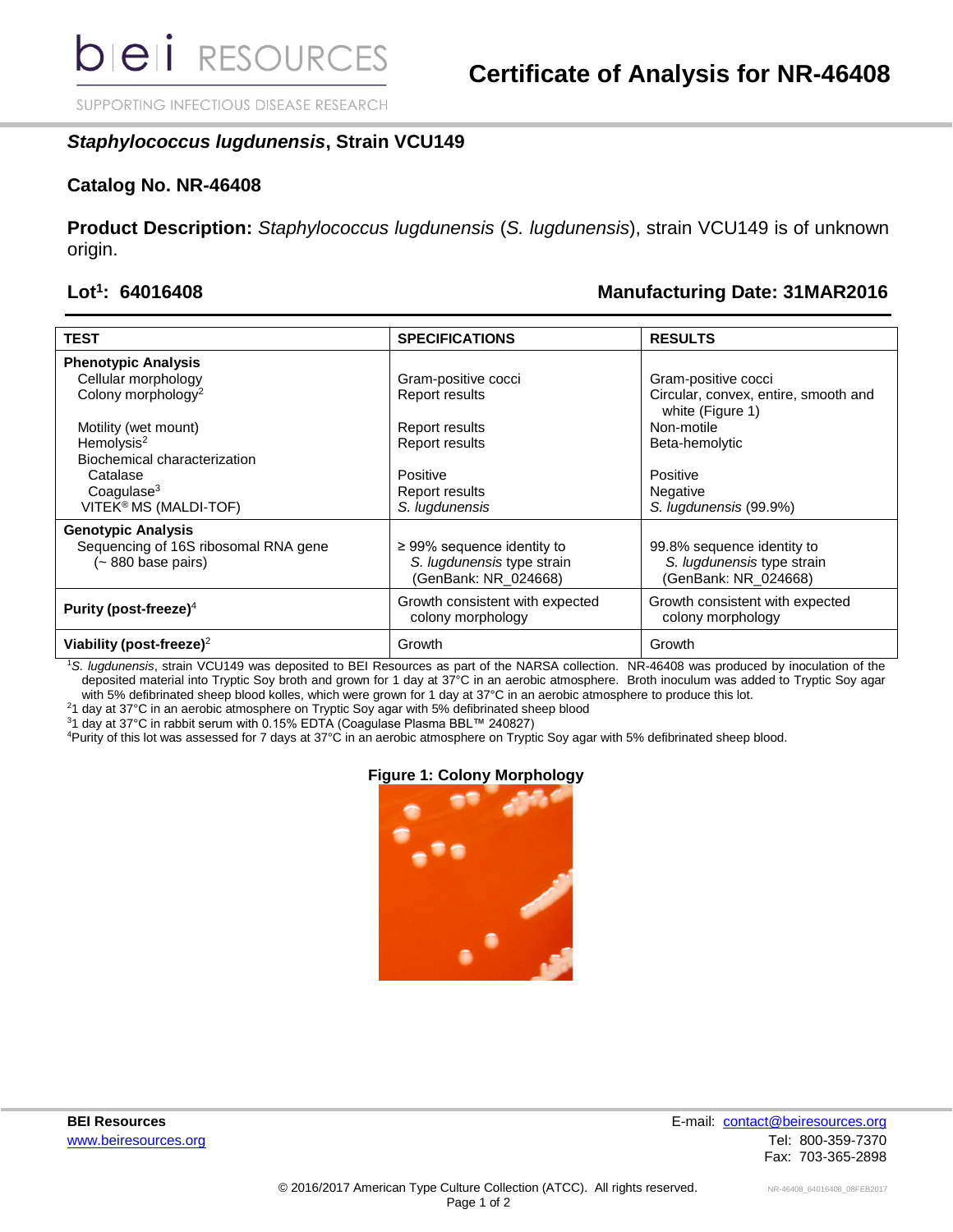# Certificate of Analysis for NR-46408

## *Staphylococcus lugdunensis*, Strain VCU149

**Catalog No. NR-46408**

**Product Description:** *Staphylococcus lugdunensis* (*S. lugdunensis*), strain VCU149 is of unknown origin.

**Lot[1]: 64016408** **Manufacturing Date: 31MAR2016**

| TEST | SPECIFICATIONS | RESULTS |
|---|---|---|
| **Phenotypic Analysis** | | |
| Cellular morphology | Gram-positive cocci | Gram-positive cocci |
| Colony morphology[2] | Report results | Circular, convex, entire, smooth and white (Figure 1) |
| Motility (wet mount) | Report results | Non-motile |
| Hemolysis[2] | Report results | Beta-hemolytic |
| Biochemical characterization | | |
| Catalase | Positive | Positive |
| Coagulase[3] | Report results | Negative |
| VITEK® MS (MALDI-TOF) | *S. lugdunensis* | *S. lugdunensis* (99.9%) |
| **Genotypic Analysis** | | |
| Sequencing of 16S ribosomal RNA gene (~ 880 base pairs) | ≥ 99% sequence identity to *S. lugdunensis* type strain (GenBank: NR_024668) | 99.8% sequence identity to *S. lugdunensis* type strain (GenBank: NR_024668) |
| **Purity (post-freeze)**[4] | Growth consistent with expected colony morphology | Growth consistent with expected colony morphology |
| **Viability (post-freeze)**[2] | Growth | Growth |

[1]*S. lugdunensis*, strain VCU149 was deposited to BEI Resources as part of the NARSA collection. NR-46408 was produced by inoculation of the deposited material into Tryptic Soy broth and grown for 1 day at 37°C in an aerobic atmosphere. Broth inoculum was added to Tryptic Soy agar with 5% defibrinated sheep blood kolles, which were grown for 1 day at 37°C in an aerobic atmosphere to produce this lot.

[2]1 day at 37°C in an aerobic atmosphere on Tryptic Soy agar with 5% defibrinated sheep blood

[3]1 day at 37°C in rabbit serum with 0.15% EDTA (Coagulase Plasma BBL™ 240827)

[4]Purity of this lot was assessed for 7 days at 37°C in an aerobic atmosphere on Tryptic Soy agar with 5% defibrinated sheep blood.

**Figure 1: Colony Morphology**

**BEI Resources**
www.beiresources.org

E-mail: contact@beiresources.org
Tel: 800-359-7370
Fax: 703-365-2898

© 2016/2017 American Type Culture Collection (ATCC). All rights reserved.

NR-46408_64016408_08FEB2017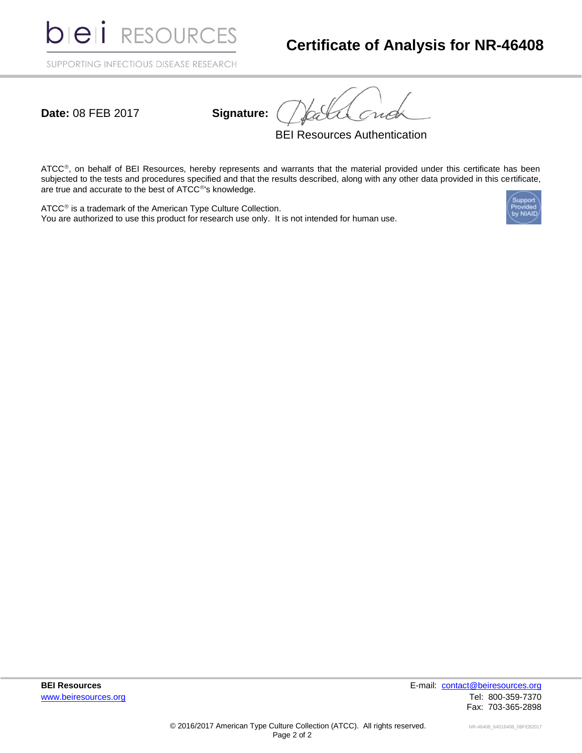# Certificate of Analysis for NR-46408

**Date:** 08 FEB 2017 **Signature:**

BEI Resources Authentication

ATCC®, on behalf of BEI Resources, hereby represents and warrants that the material provided under this certificate has been subjected to the tests and procedures specified and that the results described, along with any other data provided in this certificate, are true and accurate to the best of ATCC®'s knowledge.

ATCC® is a trademark of the American Type Culture Collection.
You are authorized to use this product for research use only. It is not intended for human use.

**BEI Resources**
www.beiresources.org

E-mail: contact@beiresources.org
Tel: 800-359-7370
Fax: 703-365-2898

© 2016/2017 American Type Culture Collection (ATCC). All rights reserved.

NR-46408_64016408_08FEB2017